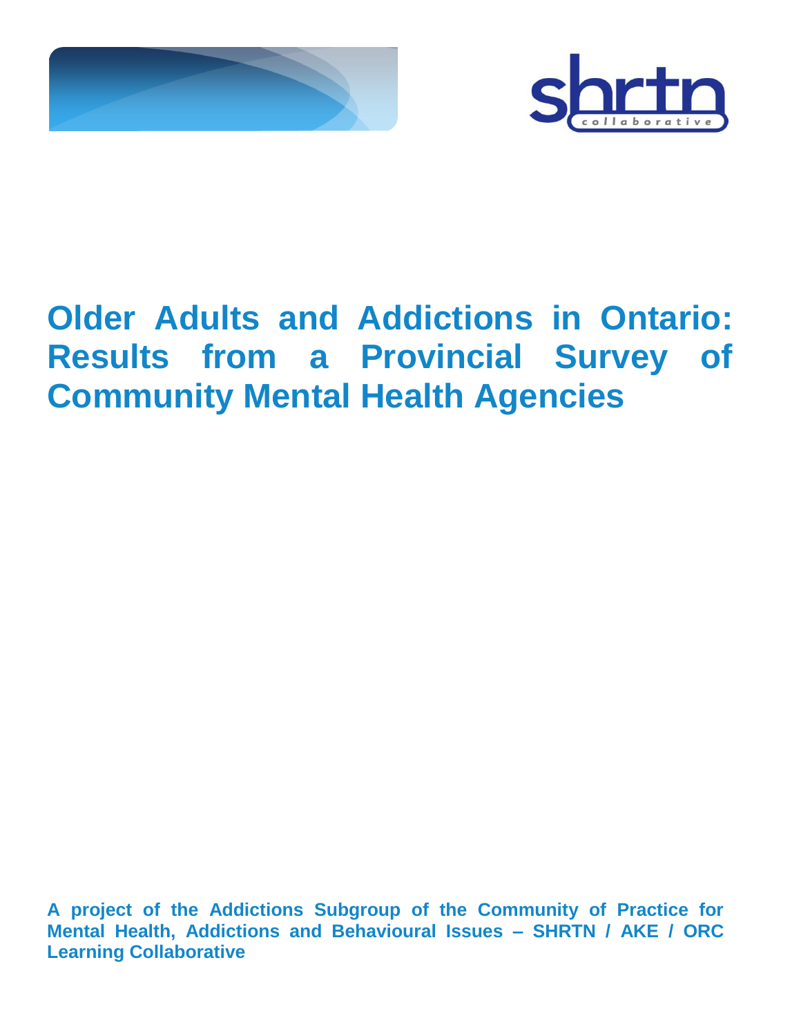# Older Adults and Addictions in Ontario: Results from a Provincial Survey of Community Mental Health Agencies

**A project of the Addictions Subgroup of the Community of Practice for Mental Health, Addictions and Behavioural Issues – SHRTN / AKE / ORC Learning Collaborative**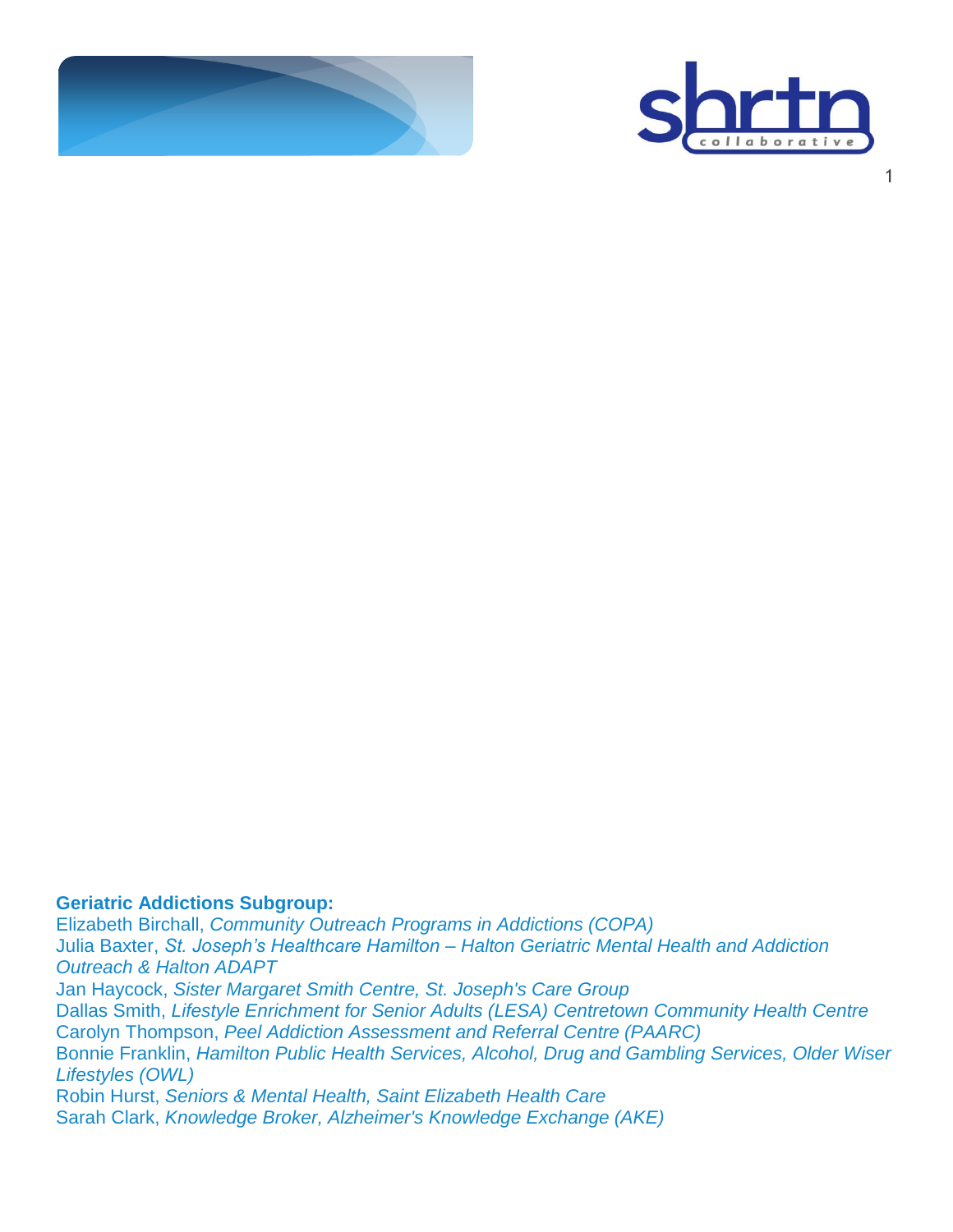**Geriatric Addictions Subgroup:**

Elizabeth Birchall, *Community Outreach Programs in Addictions (COPA)*
Julia Baxter, *St. Joseph's Healthcare Hamilton – Halton Geriatric Mental Health and Addiction Outreach & Halton ADAPT*
Jan Haycock, *Sister Margaret Smith Centre, St. Joseph's Care Group*
Dallas Smith, *Lifestyle Enrichment for Senior Adults (LESA) Centretown Community Health Centre*
Carolyn Thompson, *Peel Addiction Assessment and Referral Centre (PAARC)*
Bonnie Franklin, *Hamilton Public Health Services, Alcohol, Drug and Gambling Services, Older Wiser Lifestyles (OWL)*
Robin Hurst, *Seniors & Mental Health, Saint Elizabeth Health Care*
Sarah Clark, *Knowledge Broker, Alzheimer's Knowledge Exchange (AKE)*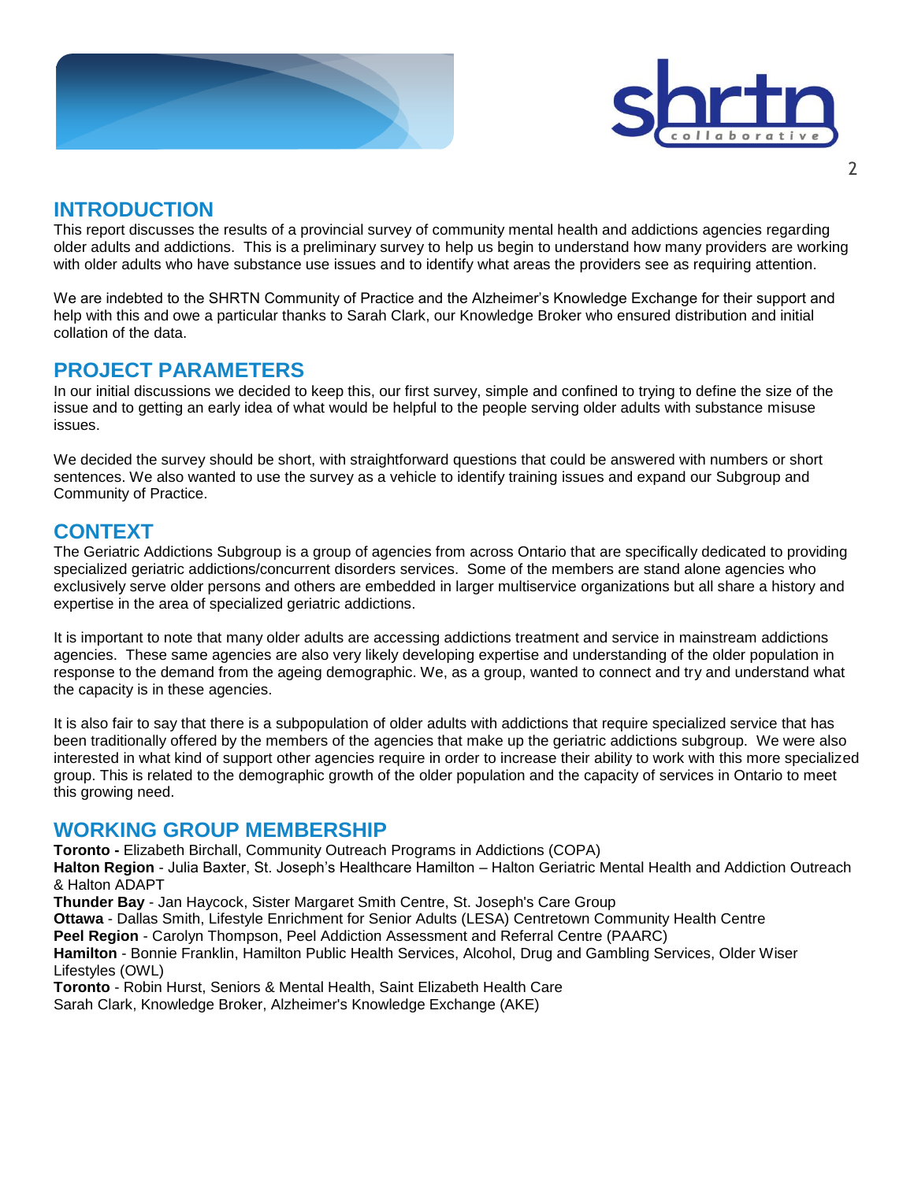## INTRODUCTION

This report discusses the results of a provincial survey of community mental health and addictions agencies regarding older adults and addictions. This is a preliminary survey to help us begin to understand how many providers are working with older adults who have substance use issues and to identify what areas the providers see as requiring attention.

We are indebted to the SHRTN Community of Practice and the Alzheimer's Knowledge Exchange for their support and help with this and owe a particular thanks to Sarah Clark, our Knowledge Broker who ensured distribution and initial collation of the data.

## PROJECT PARAMETERS

In our initial discussions we decided to keep this, our first survey, simple and confined to trying to define the size of the issue and to getting an early idea of what would be helpful to the people serving older adults with substance misuse issues.

We decided the survey should be short, with straightforward questions that could be answered with numbers or short sentences. We also wanted to use the survey as a vehicle to identify training issues and expand our Subgroup and Community of Practice.

## CONTEXT

The Geriatric Addictions Subgroup is a group of agencies from across Ontario that are specifically dedicated to providing specialized geriatric addictions/concurrent disorders services. Some of the members are stand alone agencies who exclusively serve older persons and others are embedded in larger multiservice organizations but all share a history and expertise in the area of specialized geriatric addictions.

It is important to note that many older adults are accessing addictions treatment and service in mainstream addictions agencies. These same agencies are also very likely developing expertise and understanding of the older population in response to the demand from the ageing demographic. We, as a group, wanted to connect and try and understand what the capacity is in these agencies.

It is also fair to say that there is a subpopulation of older adults with addictions that require specialized service that has been traditionally offered by the members of the agencies that make up the geriatric addictions subgroup. We were also interested in what kind of support other agencies require in order to increase their ability to work with this more specialized group. This is related to the demographic growth of the older population and the capacity of services in Ontario to meet this growing need.

## WORKING GROUP MEMBERSHIP

**Toronto -** Elizabeth Birchall, Community Outreach Programs in Addictions (COPA)
**Halton Region** - Julia Baxter, St. Joseph's Healthcare Hamilton – Halton Geriatric Mental Health and Addiction Outreach & Halton ADAPT
**Thunder Bay** - Jan Haycock, Sister Margaret Smith Centre, St. Joseph's Care Group
**Ottawa** - Dallas Smith, Lifestyle Enrichment for Senior Adults (LESA) Centretown Community Health Centre
**Peel Region** - Carolyn Thompson, Peel Addiction Assessment and Referral Centre (PAARC)
**Hamilton** - Bonnie Franklin, Hamilton Public Health Services, Alcohol, Drug and Gambling Services, Older Wiser Lifestyles (OWL)
**Toronto** - Robin Hurst, Seniors & Mental Health, Saint Elizabeth Health Care
Sarah Clark, Knowledge Broker, Alzheimer's Knowledge Exchange (AKE)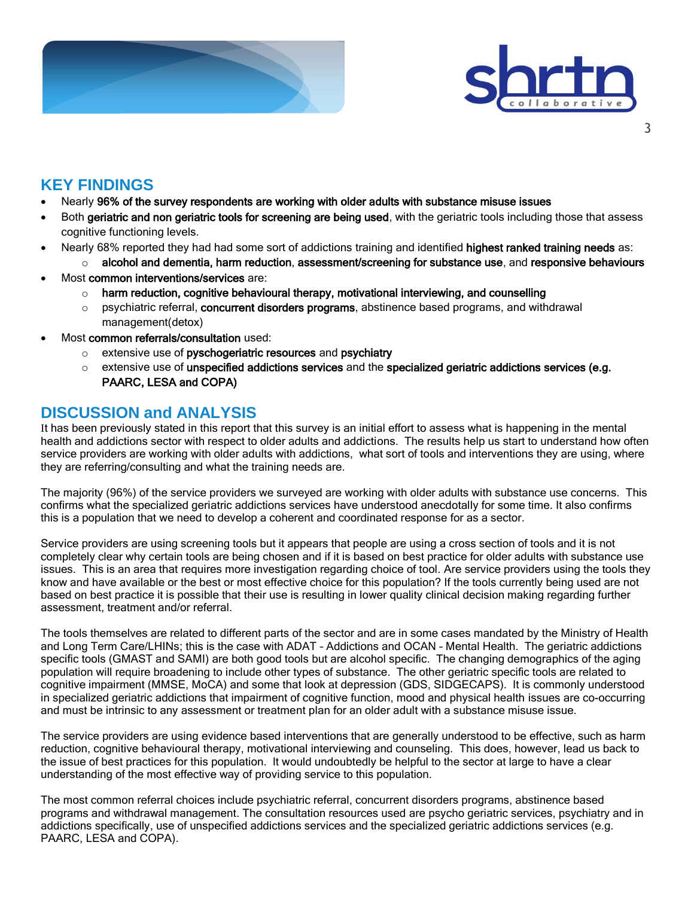## KEY FINDINGS

- Nearly **96% of the survey respondents are working with older adults with substance misuse issues**
- Both **geriatric and non geriatric tools for screening are being used**, with the geriatric tools including those that assess cognitive functioning levels.
- Nearly 68% reported they had had some sort of addictions training and identified **highest ranked training needs** as:
  - **alcohol and dementia, harm reduction**, **assessment/screening for substance use**, and **responsive behaviours**
- Most **common interventions/services** are:
  - **harm reduction, cognitive behavioural therapy, motivational interviewing, and counselling**
  - psychiatric referral, **concurrent disorders programs**, abstinence based programs, and withdrawal management(detox)
- Most **common referrals/consultation** used:
  - extensive use of **pyschogeriatric resources** and **psychiatry**
  - extensive use of **unspecified addictions services** and the **specialized geriatric addictions services (e.g. PAARC, LESA and COPA)**

## DISCUSSION and ANALYSIS

It has been previously stated in this report that this survey is an initial effort to assess what is happening in the mental health and addictions sector with respect to older adults and addictions. The results help us start to understand how often service providers are working with older adults with addictions, what sort of tools and interventions they are using, where they are referring/consulting and what the training needs are.

The majority (96%) of the service providers we surveyed are working with older adults with substance use concerns. This confirms what the specialized geriatric addictions services have understood anecdotally for some time. It also confirms this is a population that we need to develop a coherent and coordinated response for as a sector.

Service providers are using screening tools but it appears that people are using a cross section of tools and it is not completely clear why certain tools are being chosen and if it is based on best practice for older adults with substance use issues. This is an area that requires more investigation regarding choice of tool. Are service providers using the tools they know and have available or the best or most effective choice for this population? If the tools currently being used are not based on best practice it is possible that their use is resulting in lower quality clinical decision making regarding further assessment, treatment and/or referral.

The tools themselves are related to different parts of the sector and are in some cases mandated by the Ministry of Health and Long Term Care/LHINs; this is the case with ADAT – Addictions and OCAN – Mental Health. The geriatric addictions specific tools (GMAST and SAMI) are both good tools but are alcohol specific. The changing demographics of the aging population will require broadening to include other types of substance. The other geriatric specific tools are related to cognitive impairment (MMSE, MoCA) and some that look at depression (GDS, SIDGECAPS). It is commonly understood in specialized geriatric addictions that impairment of cognitive function, mood and physical health issues are co-occurring and must be intrinsic to any assessment or treatment plan for an older adult with a substance misuse issue.

The service providers are using evidence based interventions that are generally understood to be effective, such as harm reduction, cognitive behavioural therapy, motivational interviewing and counseling. This does, however, lead us back to the issue of best practices for this population. It would undoubtedly be helpful to the sector at large to have a clear understanding of the most effective way of providing service to this population.

The most common referral choices include psychiatric referral, concurrent disorders programs, abstinence based programs and withdrawal management. The consultation resources used are psycho geriatric services, psychiatry and in addictions specifically, use of unspecified addictions services and the specialized geriatric addictions services (e.g. PAARC, LESA and COPA).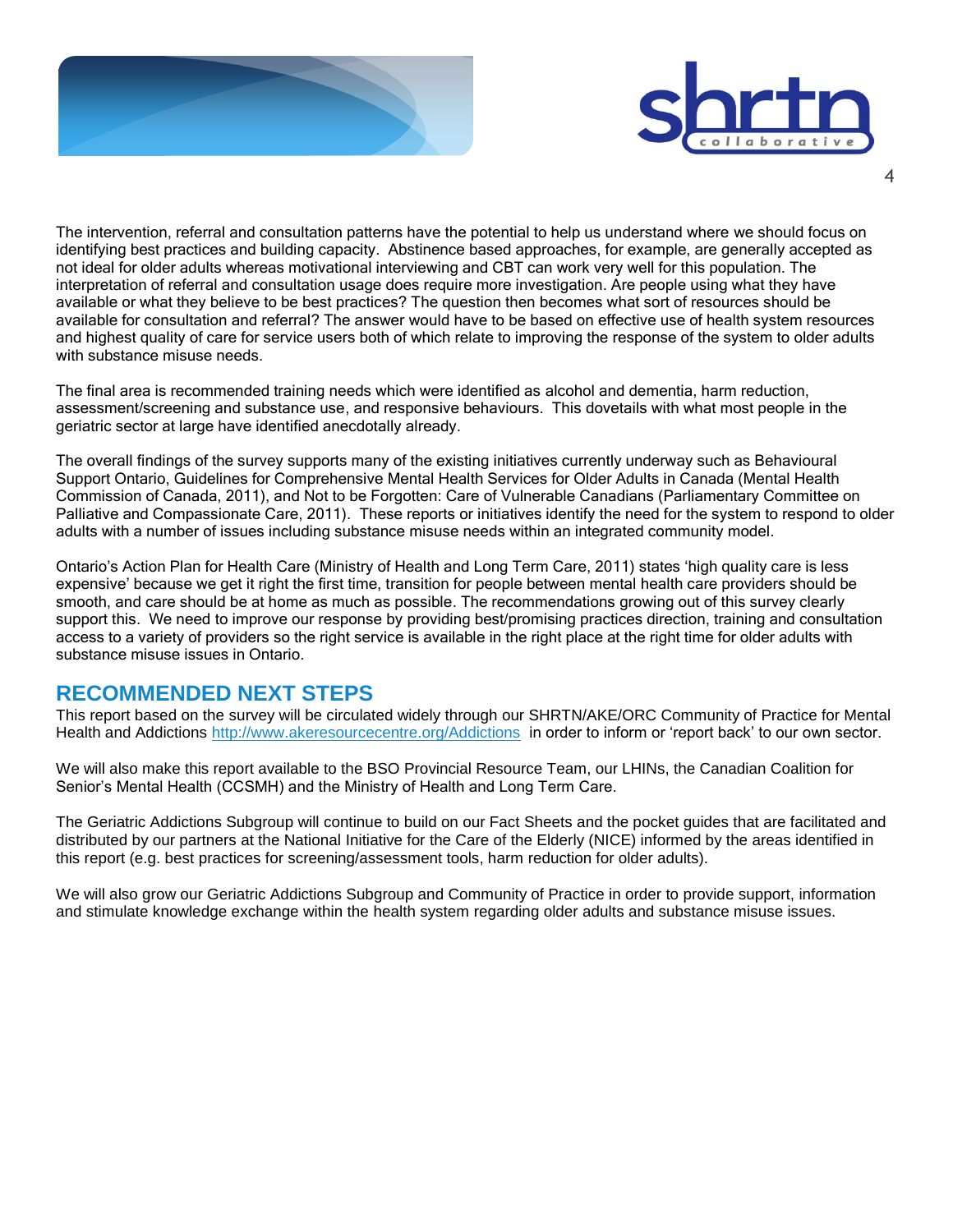The intervention, referral and consultation patterns have the potential to help us understand where we should focus on identifying best practices and building capacity. Abstinence based approaches, for example, are generally accepted as not ideal for older adults whereas motivational interviewing and CBT can work very well for this population. The interpretation of referral and consultation usage does require more investigation. Are people using what they have available or what they believe to be best practices? The question then becomes what sort of resources should be available for consultation and referral? The answer would have to be based on effective use of health system resources and highest quality of care for service users both of which relate to improving the response of the system to older adults with substance misuse needs.

The final area is recommended training needs which were identified as alcohol and dementia, harm reduction, assessment/screening and substance use, and responsive behaviours. This dovetails with what most people in the geriatric sector at large have identified anecdotally already.

The overall findings of the survey supports many of the existing initiatives currently underway such as Behavioural Support Ontario, Guidelines for Comprehensive Mental Health Services for Older Adults in Canada (Mental Health Commission of Canada, 2011), and Not to be Forgotten: Care of Vulnerable Canadians (Parliamentary Committee on Palliative and Compassionate Care, 2011). These reports or initiatives identify the need for the system to respond to older adults with a number of issues including substance misuse needs within an integrated community model.

Ontario's Action Plan for Health Care (Ministry of Health and Long Term Care, 2011) states 'high quality care is less expensive' because we get it right the first time, transition for people between mental health care providers should be smooth, and care should be at home as much as possible. The recommendations growing out of this survey clearly support this. We need to improve our response by providing best/promising practices direction, training and consultation access to a variety of providers so the right service is available in the right place at the right time for older adults with substance misuse issues in Ontario.

## RECOMMENDED NEXT STEPS

This report based on the survey will be circulated widely through our SHRTN/AKE/ORC Community of Practice for Mental Health and Addictions http://www.akeresourcecentre.org/Addictions in order to inform or 'report back' to our own sector.

We will also make this report available to the BSO Provincial Resource Team, our LHINs, the Canadian Coalition for Senior's Mental Health (CCSMH) and the Ministry of Health and Long Term Care.

The Geriatric Addictions Subgroup will continue to build on our Fact Sheets and the pocket guides that are facilitated and distributed by our partners at the National Initiative for the Care of the Elderly (NICE) informed by the areas identified in this report (e.g. best practices for screening/assessment tools, harm reduction for older adults).

We will also grow our Geriatric Addictions Subgroup and Community of Practice in order to provide support, information and stimulate knowledge exchange within the health system regarding older adults and substance misuse issues.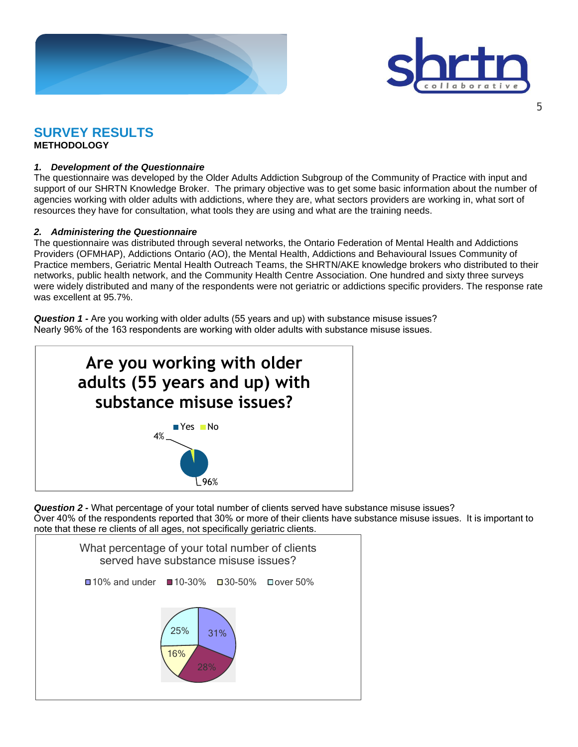## SURVEY RESULTS

**METHODOLOGY**

***1. Development of the Questionnaire***

The questionnaire was developed by the Older Adults Addiction Subgroup of the Community of Practice with input and support of our SHRTN Knowledge Broker. The primary objective was to get some basic information about the number of agencies working with older adults with addictions, where they are, what sectors providers are working in, what sort of resources they have for consultation, what tools they are using and what are the training needs.

***2. Administering the Questionnaire***

The questionnaire was distributed through several networks, the Ontario Federation of Mental Health and Addictions Providers (OFMHAP), Addictions Ontario (AO), the Mental Health, Addictions and Behavioural Issues Community of Practice members, Geriatric Mental Health Outreach Teams, the SHRTN/AKE knowledge brokers who distributed to their networks, public health network, and the Community Health Centre Association. One hundred and sixty three surveys were widely distributed and many of the respondents were not geriatric or addictions specific providers. The response rate was excellent at 95.7%.

***Question 1 -*** Are you working with older adults (55 years and up) with substance misuse issues?
Nearly 96% of the 163 respondents are working with older adults with substance misuse issues.

**Are you working with older adults (55 years and up) with substance misuse issues?**

Yes No

4%

96%

***Question 2 -*** What percentage of your total number of clients served have substance misuse issues?
Over 40% of the respondents reported that 30% or more of their clients have substance misuse issues. It is important to note that these re clients of all ages, not specifically geriatric clients.

What percentage of your total number of clients served have substance misuse issues?

10% and under 10-30% 30-50% over 50%

31%

28%

16%

25%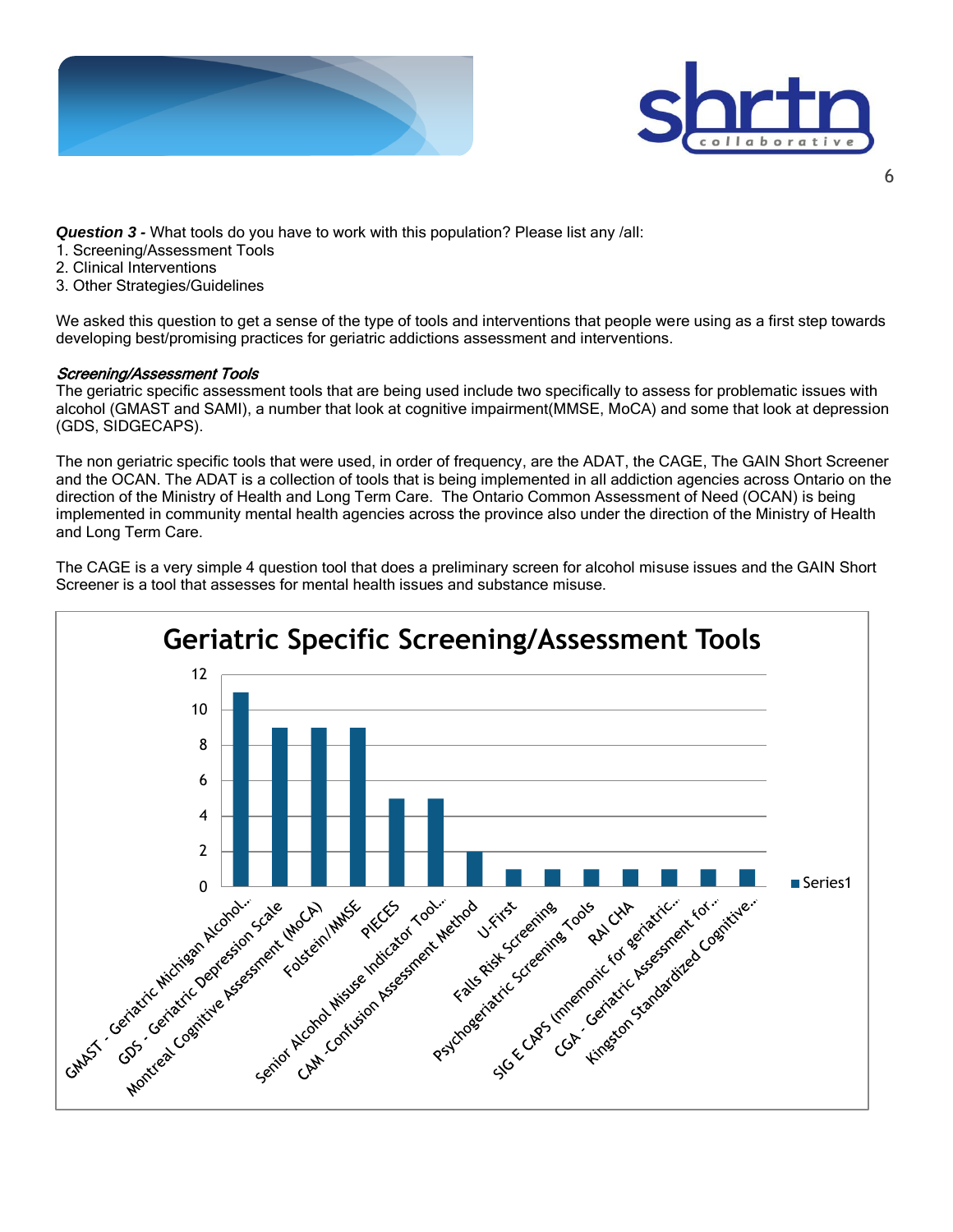***Question 3 -*** What tools do you have to work with this population? Please list any /all:

1. Screening/Assessment Tools
2. Clinical Interventions
3. Other Strategies/Guidelines

We asked this question to get a sense of the type of tools and interventions that people were using as a first step towards developing best/promising practices for geriatric addictions assessment and interventions.

### *Screening/Assessment Tools*

The geriatric specific assessment tools that are being used include two specifically to assess for problematic issues with alcohol (GMAST and SAMI), a number that look at cognitive impairment(MMSE, MoCA) and some that look at depression (GDS, SIDGECAPS).

The non geriatric specific tools that were used, in order of frequency, are the ADAT, the CAGE, The GAIN Short Screener and the OCAN. The ADAT is a collection of tools that is being implemented in all addiction agencies across Ontario on the direction of the Ministry of Health and Long Term Care. The Ontario Common Assessment of Need (OCAN) is being implemented in community mental health agencies across the province also under the direction of the Ministry of Health and Long Term Care.

The CAGE is a very simple 4 question tool that does a preliminary screen for alcohol misuse issues and the GAIN Short Screener is a tool that assesses for mental health issues and substance misuse.

**Geriatric Specific Screening/Assessment Tools**

| Tool | Series1 |
|---|---|
| GMAST - Geriatric Michigan Alcohol... | 11 |
| GDS - Geriatric Depression Scale | 9 |
| Montreal Cognitive Assessment (MoCA) | 9 |
| Folstein/MMSE | 9 |
| PIECES | 5 |
| Senior Alcohol Misuse Indicator Tool... | 5 |
| CAM -Confusion Assessment Method | 2 |
| U-First | 1 |
| Falls Risk Screening | 1 |
| Psychogeriatric Screening Tools | 1 |
| RAI CHA | 1 |
| SIG E CAPS (mnemonic for geriatric... | 1 |
| CGA - Geriatric Assessment for... | 1 |
| Kingston Standardized Cognitive... | 1 |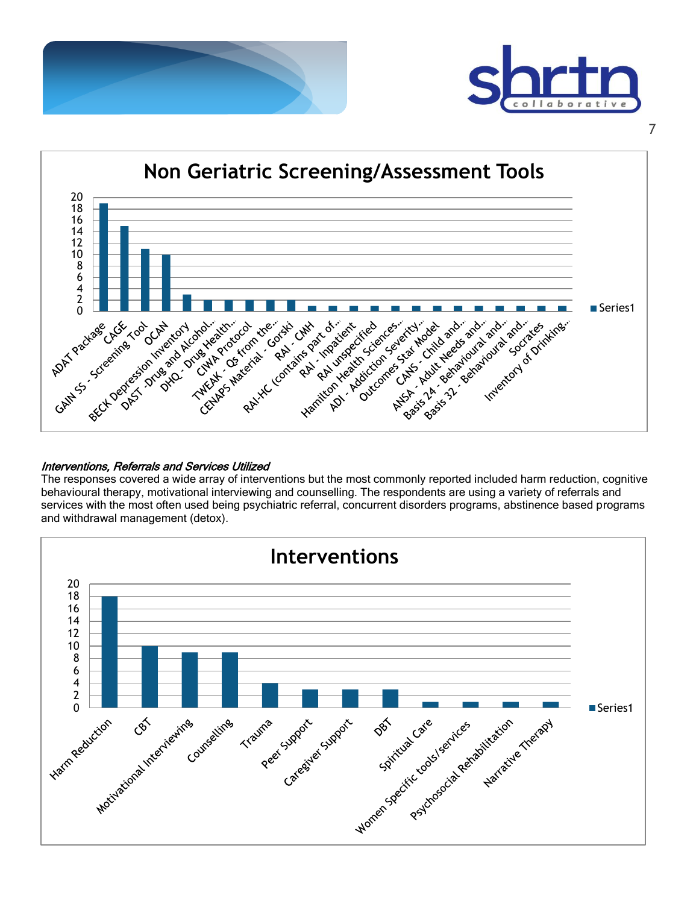## Non Geriatric Screening/Assessment Tools

| Tool | Series1 |
|---|---|
| ADAT Package | 19 |
| CAGE | 15 |
| GAIN SS - Screening Tool | 11 |
| OCAN | 10 |
| BECK Depression Inventory | 3 |
| DAST -Drug and Alcohol... | 2 |
| DHQ - Drug Health... | 2 |
| CIWA Protocol | 2 |
| TWEAK - Qs from the... | 2 |
| CENAPS Material - Gorski | 2 |
| RAI - CMH | 1 |
| RAI-HC (contains part of... | 1 |
| RAI - Inpatient | 1 |
| RAI unspecified | 1 |
| Hamilton Health Sciences... | 1 |
| ADI - Addiction Severity... | 1 |
| Outcomes Star Model | 1 |
| CANS - Child and... | 1 |
| ANSA - Adult Needs and... | 1 |
| Basis 24 - Behavioural and... | 1 |
| Basis 32 - Behavioural and... | 1 |
| Socrates | 1 |
| Inventory of Drinking... | 1 |

***Interventions, Referrals and Services Utilized***

The responses covered a wide array of interventions but the most commonly reported included harm reduction, cognitive behavioural therapy, motivational interviewing and counselling. The respondents are using a variety of referrals and services with the most often used being psychiatric referral, concurrent disorders programs, abstinence based programs and withdrawal management (detox).

## Interventions

| Intervention | Series1 |
|---|---|
| Harm Reduction | 18 |
| CBT | 10 |
| Motivational Interviewing | 9 |
| Counselling | 9 |
| Trauma | 4 |
| Peer Support | 3 |
| Caregiver Support | 3 |
| DBT | 3 |
| Spiritual Care | 1 |
| Women Specific tools/services | 1 |
| Psychosocial Rehabilitation | 1 |
| Narrative Therapy | 1 |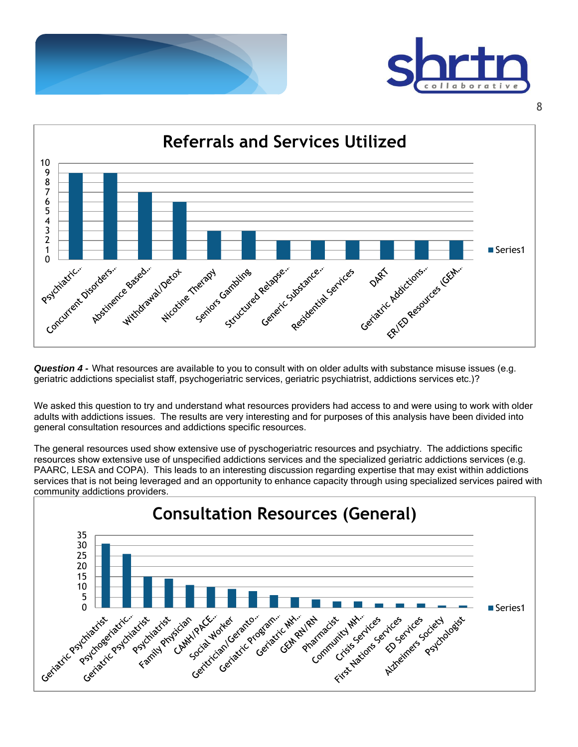## Referrals and Services Utilized

| Category | Series1 |
|---|---|
| Psychiatric... | 9 |
| Concurrent Disorders... | 9 |
| Abstinence Based... | 7 |
| Withdrawal/Detox | 6 |
| Nicotine Therapy | 3 |
| Seniors Gambling | 3 |
| Structured Relapse... | 2 |
| Generic Substance... | 2 |
| Residential Services | 2 |
| DART | 2 |
| Geriatric Addictions... | 2 |
| ER/ED Resources (GEM... | 2 |

***Question 4 -*** What resources are available to you to consult with on older adults with substance misuse issues (e.g. geriatric addictions specialist staff, psychogeriatric services, geriatric psychiatrist, addictions services etc.)?

We asked this question to try and understand what resources providers had access to and were using to work with older adults with addictions issues. The results are very interesting and for purposes of this analysis have been divided into general consultation resources and addictions specific resources.

The general resources used show extensive use of pyschogeriatric resources and psychiatry. The addictions specific resources show extensive use of unspecified addictions services and the specialized geriatric addictions services (e.g. PAARC, LESA and COPA). This leads to an interesting discussion regarding expertise that may exist within addictions services that is not being leveraged and an opportunity to enhance capacity through using specialized services paired with community addictions providers.

## Consultation Resources (General)

| Category | Series1 |
|---|---|
| Geriatric Psychiatrist | 31 |
| Psychogeriatric... | 26 |
| Geriatric Psychiatrist | 15 |
| Psychiatrist | 14 |
| Family Physician | 11 |
| CAMH/PACE... | 10 |
| Social Worker | 9 |
| Geritrician/Geranto... | 8 |
| Geriatric Program... | 6 |
| Geriatric MH... | 5 |
| GEM RN/RN | 4 |
| Pharmacist | 3 |
| Community MH... | 3 |
| Crisis Services | 2 |
| First Nations Services | 2 |
| ED Services | 2 |
| Alzheimers Society | 1 |
| Psychologist | 1 |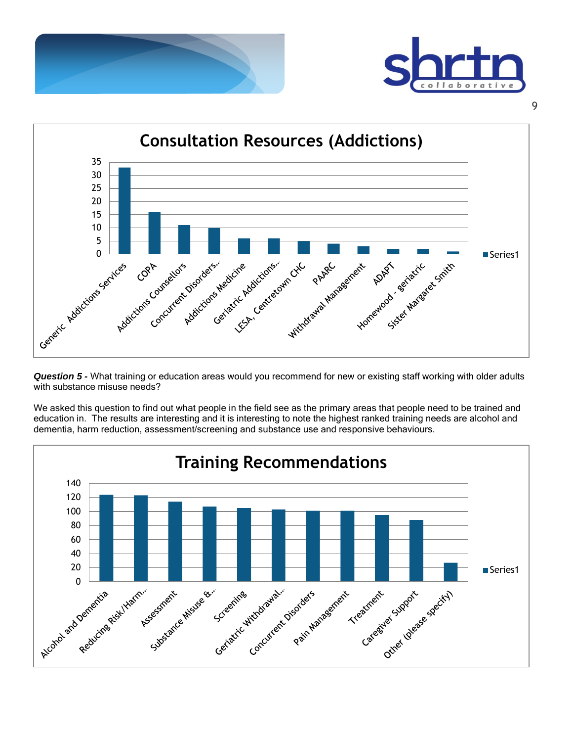**Consultation Resources (Addictions)**

| Category | Series1 |
|---|---|
| Generic Addictions Services | 33 |
| COPA | 16 |
| Addictions Counsellors | 11 |
| Concurrent Disorders... | 10 |
| Addictions Medicine | 6 |
| Geriatric Addictions... | 6 |
| LESA, Centretown CHC | 5 |
| PAARC | 4 |
| Withdrawal Management | 3 |
| ADAPT | 2 |
| Homewood - geriatric | 2 |
| Sister Margaret Smith | 1 |

***Question 5 -*** What training or education areas would you recommend for new or existing staff working with older adults with substance misuse needs?

We asked this question to find out what people in the field see as the primary areas that people need to be trained and education in. The results are interesting and it is interesting to note the highest ranked training needs are alcohol and dementia, harm reduction, assessment/screening and substance use and responsive behaviours.

**Training Recommendations**

| Category | Series1 |
|---|---|
| Alcohol and Dementia | 124 |
| Reducing Risk/Harm... | 123 |
| Assessment | 114 |
| Substance Misuse &... | 107 |
| Screening | 105 |
| Geriatric Withdrawal... | 103 |
| Concurrent Disorders | 101 |
| Pain Management | 101 |
| Treatment | 95 |
| Caregiver Support | 88 |
| Other (please specify) | 27 |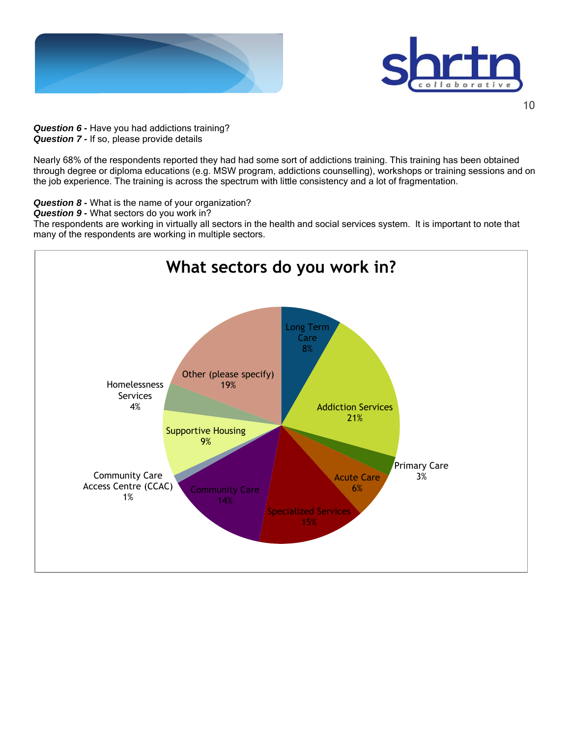***Question 6 -*** Have you had addictions training?
***Question 7 -*** If so, please provide details

Nearly 68% of the respondents reported they had had some sort of addictions training. This training has been obtained through degree or diploma educations (e.g. MSW program, addictions counselling), workshops or training sessions and on the job experience. The training is across the spectrum with little consistency and a lot of fragmentation.

***Question 8 -*** What is the name of your organization?
***Question 9 -*** What sectors do you work in?
The respondents are working in virtually all sectors in the health and social services system. It is important to note that many of the respondents are working in multiple sectors.

**What sectors do you work in?**

| Sector | Percentage |
|---|---|
| Long Term Care | 8% |
| Addiction Services | 21% |
| Primary Care | 3% |
| Acute Care | 6% |
| Specialized Services | 15% |
| Community Care | 14% |
| Community Care Access Centre (CCAC) | 1% |
| Supportive Housing | 9% |
| Homelessness Services | 4% |
| Other (please specify) | 19% |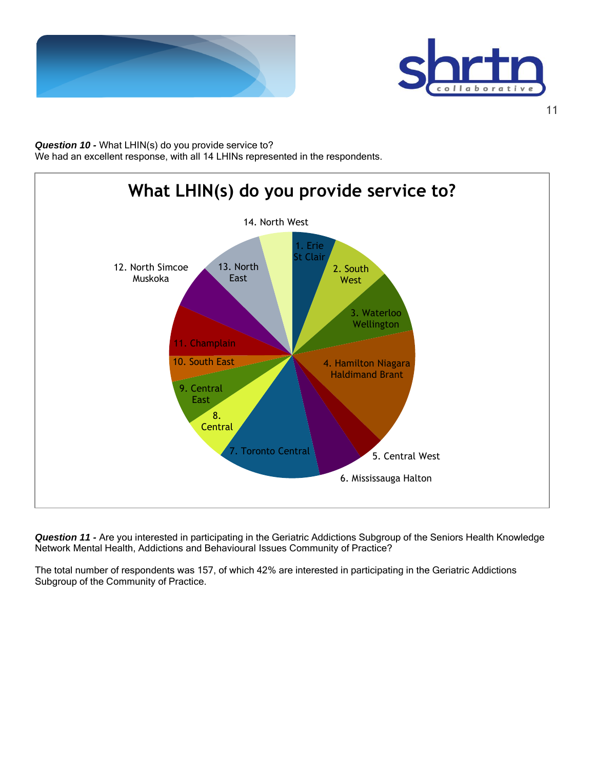***Question 10 -*** What LHIN(s) do you provide service to?
We had an excellent response, with all 14 LHINs represented in the respondents.

**What LHIN(s) do you provide service to?**

1. Erie St Clair
2. South West
3. Waterloo Wellington
4. Hamilton Niagara Haldimand Brant
5. Central West
6. Mississauga Halton
7. Toronto Central
8. Central
9. Central East
10. South East
11. Champlain
12. North Simcoe Muskoka
13. North East
14. North West

***Question 11 -*** Are you interested in participating in the Geriatric Addictions Subgroup of the Seniors Health Knowledge Network Mental Health, Addictions and Behavioural Issues Community of Practice?

The total number of respondents was 157, of which 42% are interested in participating in the Geriatric Addictions Subgroup of the Community of Practice.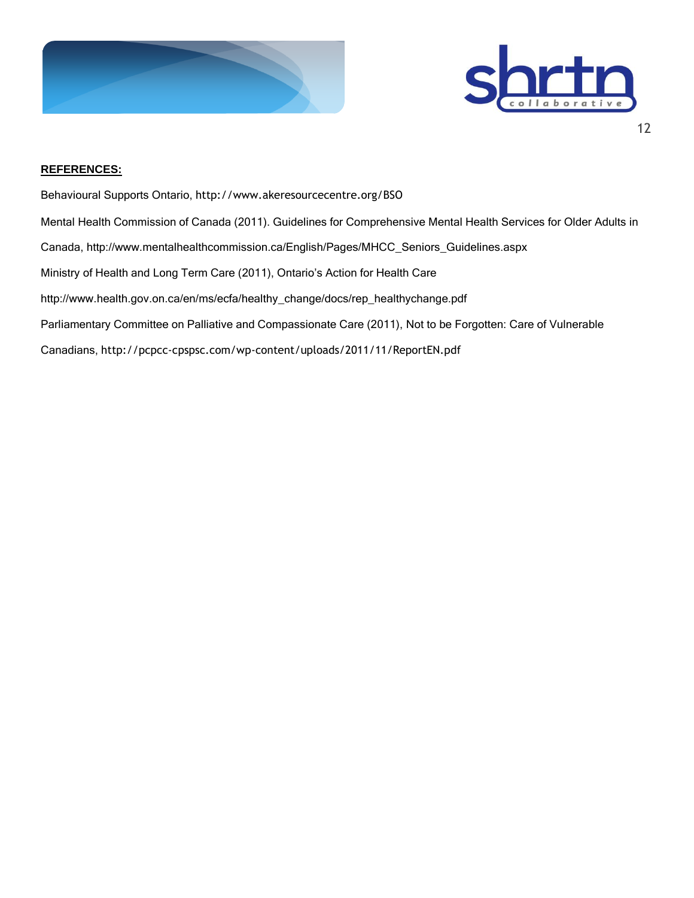**REFERENCES:**

Behavioural Supports Ontario, http://www.akeresourcecentre.org/BSO

Mental Health Commission of Canada (2011). Guidelines for Comprehensive Mental Health Services for Older Adults in Canada, http://www.mentalhealthcommission.ca/English/Pages/MHCC_Seniors_Guidelines.aspx

Ministry of Health and Long Term Care (2011), Ontario's Action for Health Care http://www.health.gov.on.ca/en/ms/ecfa/healthy_change/docs/rep_healthychange.pdf

Parliamentary Committee on Palliative and Compassionate Care (2011), Not to be Forgotten: Care of Vulnerable Canadians, http://pcpcc-cpspsc.com/wp-content/uploads/2011/11/ReportEN.pdf